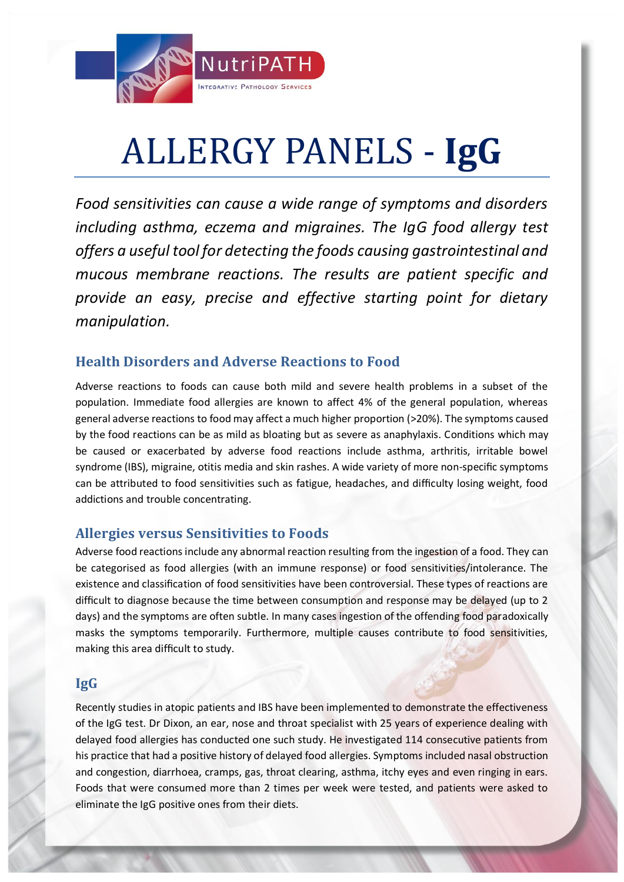NutriPATH

Integrative Pathology Services

# ALLERGY PANELS - **IgG**

*Food sensitivities can cause a wide range of symptoms and disorders including asthma, eczema and migraines. The IgG food allergy test offers a useful tool for detecting the foods causing gastrointestinal and mucous membrane reactions. The results are patient specific and provide an easy, precise and effective starting point for dietary manipulation.*

## Health Disorders and Adverse Reactions to Food

Adverse reactions to foods can cause both mild and severe health problems in a subset of the population. Immediate food allergies are known to affect 4% of the general population, whereas general adverse reactions to food may affect a much higher proportion (>20%). The symptoms caused by the food reactions can be as mild as bloating but as severe as anaphylaxis. Conditions which may be caused or exacerbated by adverse food reactions include asthma, arthritis, irritable bowel syndrome (IBS), migraine, otitis media and skin rashes. A wide variety of more non-specific symptoms can be attributed to food sensitivities such as fatigue, headaches, and difficulty losing weight, food addictions and trouble concentrating.

## Allergies versus Sensitivities to Foods

Adverse food reactions include any abnormal reaction resulting from the ingestion of a food. They can be categorised as food allergies (with an immune response) or food sensitivities/intolerance. The existence and classification of food sensitivities have been controversial. These types of reactions are difficult to diagnose because the time between consumption and response may be delayed (up to 2 days) and the symptoms are often subtle. In many cases ingestion of the offending food paradoxically masks the symptoms temporarily. Furthermore, multiple causes contribute to food sensitivities, making this area difficult to study.

## IgG

Recently studies in atopic patients and IBS have been implemented to demonstrate the effectiveness of the IgG test. Dr Dixon, an ear, nose and throat specialist with 25 years of experience dealing with delayed food allergies has conducted one such study. He investigated 114 consecutive patients from his practice that had a positive history of delayed food allergies. Symptoms included nasal obstruction and congestion, diarrhoea, cramps, gas, throat clearing, asthma, itchy eyes and even ringing in ears. Foods that were consumed more than 2 times per week were tested, and patients were asked to eliminate the IgG positive ones from their diets.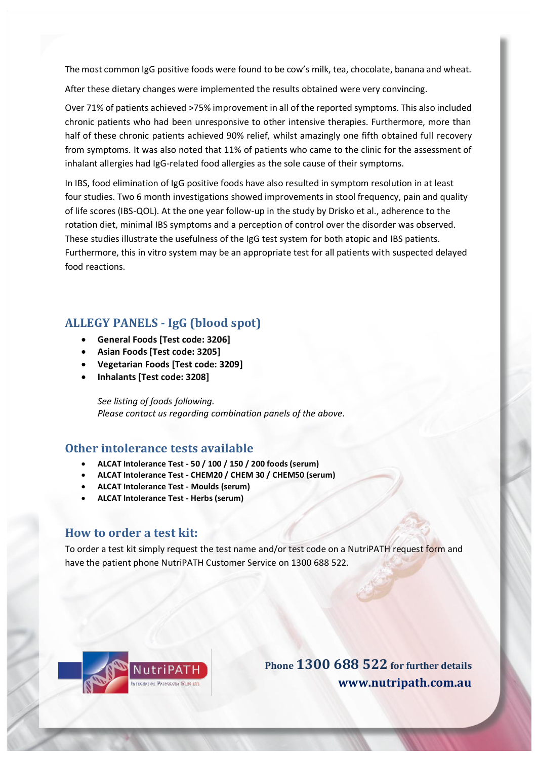The most common IgG positive foods were found to be cow's milk, tea, chocolate, banana and wheat.

After these dietary changes were implemented the results obtained were very convincing.

Over 71% of patients achieved >75% improvement in all of the reported symptoms. This also included chronic patients who had been unresponsive to other intensive therapies. Furthermore, more than half of these chronic patients achieved 90% relief, whilst amazingly one fifth obtained full recovery from symptoms. It was also noted that 11% of patients who came to the clinic for the assessment of inhalant allergies had IgG-related food allergies as the sole cause of their symptoms.

In IBS, food elimination of IgG positive foods have also resulted in symptom resolution in at least four studies. Two 6 month investigations showed improvements in stool frequency, pain and quality of life scores (IBS-QOL). At the one year follow-up in the study by Drisko et al., adherence to the rotation diet, minimal IBS symptoms and a perception of control over the disorder was observed. These studies illustrate the usefulness of the IgG test system for both atopic and IBS patients. Furthermore, this in vitro system may be an appropriate test for all patients with suspected delayed food reactions.

## ALLEGY PANELS - IgG (blood spot)

- **General Foods [Test code: 3206]**
- **Asian Foods [Test code: 3205]**
- **Vegetarian Foods [Test code: 3209]**
- **Inhalants [Test code: 3208]**

*See listing of foods following.*
*Please contact us regarding combination panels of the above.*

## Other intolerance tests available

- **ALCAT Intolerance Test - 50 / 100 / 150 / 200 foods (serum)**
- **ALCAT Intolerance Test - CHEM20 / CHEM 30 / CHEM50 (serum)**
- **ALCAT Intolerance Test - Moulds (serum)**
- **ALCAT Intolerance Test - Herbs (serum)**

## How to order a test kit:

To order a test kit simply request the test name and/or test code on a NutriPATH request form and have the patient phone NutriPATH Customer Service on 1300 688 522.

NutriPATH Integrative Pathology Services

**Phone 1300 688 522 for further details**
**www.nutripath.com.au**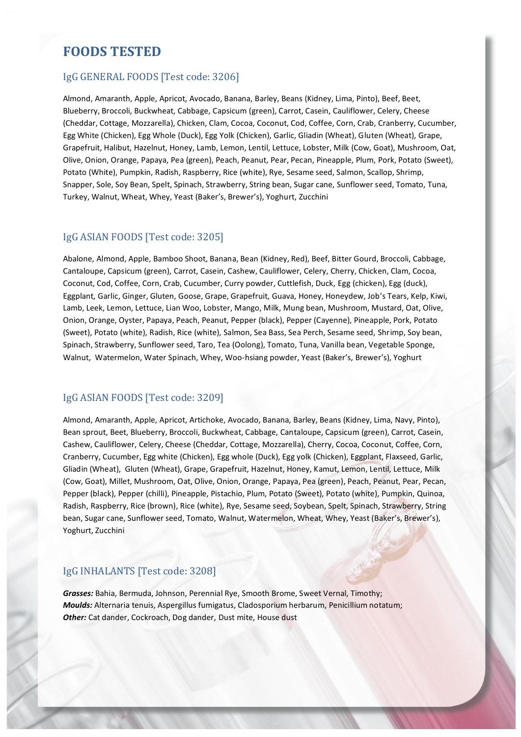# FOODS TESTED

## IgG GENERAL FOODS [Test code: 3206]

Almond, Amaranth, Apple, Apricot, Avocado, Banana, Barley, Beans (Kidney, Lima, Pinto), Beef, Beet, Blueberry, Broccoli, Buckwheat, Cabbage, Capsicum (green), Carrot, Casein, Cauliflower, Celery, Cheese (Cheddar, Cottage, Mozzarella), Chicken, Clam, Cocoa, Coconut, Cod, Coffee, Corn, Crab, Cranberry, Cucumber, Egg White (Chicken), Egg Whole (Duck), Egg Yolk (Chicken), Garlic, Gliadin (Wheat), Gluten (Wheat), Grape, Grapefruit, Halibut, Hazelnut, Honey, Lamb, Lemon, Lentil, Lettuce, Lobster, Milk (Cow, Goat), Mushroom, Oat, Olive, Onion, Orange, Papaya, Pea (green), Peach, Peanut, Pear, Pecan, Pineapple, Plum, Pork, Potato (Sweet), Potato (White), Pumpkin, Radish, Raspberry, Rice (white), Rye, Sesame seed, Salmon, Scallop, Shrimp, Snapper, Sole, Soy Bean, Spelt, Spinach, Strawberry, String bean, Sugar cane, Sunflower seed, Tomato, Tuna, Turkey, Walnut, Wheat, Whey, Yeast (Baker's, Brewer's), Yoghurt, Zucchini

## IgG ASIAN FOODS [Test code: 3205]

Abalone, Almond, Apple, Bamboo Shoot, Banana, Bean (Kidney, Red), Beef, Bitter Gourd, Broccoli, Cabbage, Cantaloupe, Capsicum (green), Carrot, Casein, Cashew, Cauliflower, Celery, Cherry, Chicken, Clam, Cocoa, Coconut, Cod, Coffee, Corn, Crab, Cucumber, Curry powder, Cuttlefish, Duck, Egg (chicken), Egg (duck), Eggplant, Garlic, Ginger, Gluten, Goose, Grape, Grapefruit, Guava, Honey, Honeydew, Job's Tears, Kelp, Kiwi, Lamb, Leek, Lemon, Lettuce, Lian Woo, Lobster, Mango, Milk, Mung bean, Mushroom, Mustard, Oat, Olive, Onion, Orange, Oyster, Papaya, Peach, Peanut, Pepper (black), Pepper (Cayenne), Pineapple, Pork, Potato (Sweet), Potato (white), Radish, Rice (white), Salmon, Sea Bass, Sea Perch, Sesame seed, Shrimp, Soy bean, Spinach, Strawberry, Sunflower seed, Taro, Tea (Oolong), Tomato, Tuna, Vanilla bean, Vegetable Sponge, Walnut, Watermelon, Water Spinach, Whey, Woo-hsiang powder, Yeast (Baker's, Brewer's), Yoghurt

## IgG ASIAN FOODS [Test code: 3209]

Almond, Amaranth, Apple, Apricot, Artichoke, Avocado, Banana, Barley, Beans (Kidney, Lima, Navy, Pinto), Bean sprout, Beet, Blueberry, Broccoli, Buckwheat, Cabbage, Cantaloupe, Capsicum (green), Carrot, Casein, Cashew, Cauliflower, Celery, Cheese (Cheddar, Cottage, Mozzarella), Cherry, Cocoa, Coconut, Coffee, Corn, Cranberry, Cucumber, Egg white (Chicken), Egg whole (Duck), Egg yolk (Chicken), Eggplant, Flaxseed, Garlic, Gliadin (Wheat), Gluten (Wheat), Grape, Grapefruit, Hazelnut, Honey, Kamut, Lemon, Lentil, Lettuce, Milk (Cow, Goat), Millet, Mushroom, Oat, Olive, Onion, Orange, Papaya, Pea (green), Peach, Peanut, Pear, Pecan, Pepper (black), Pepper (chilli), Pineapple, Pistachio, Plum, Potato (Sweet), Potato (white), Pumpkin, Quinoa, Radish, Raspberry, Rice (brown), Rice (white), Rye, Sesame seed, Soybean, Spelt, Spinach, Strawberry, String bean, Sugar cane, Sunflower seed, Tomato, Walnut, Watermelon, Wheat, Whey, Yeast (Baker's, Brewer's), Yoghurt, Zucchini

## IgG INHALANTS [Test code: 3208]

***Grasses:*** Bahia, Bermuda, Johnson, Perennial Rye, Smooth Brome, Sweet Vernal, Timothy;
***Moulds:*** Alternaria tenuis, Aspergillus fumigatus, Cladosporium herbarum, Penicillium notatum;
***Other:*** Cat dander, Cockroach, Dog dander, Dust mite, House dust